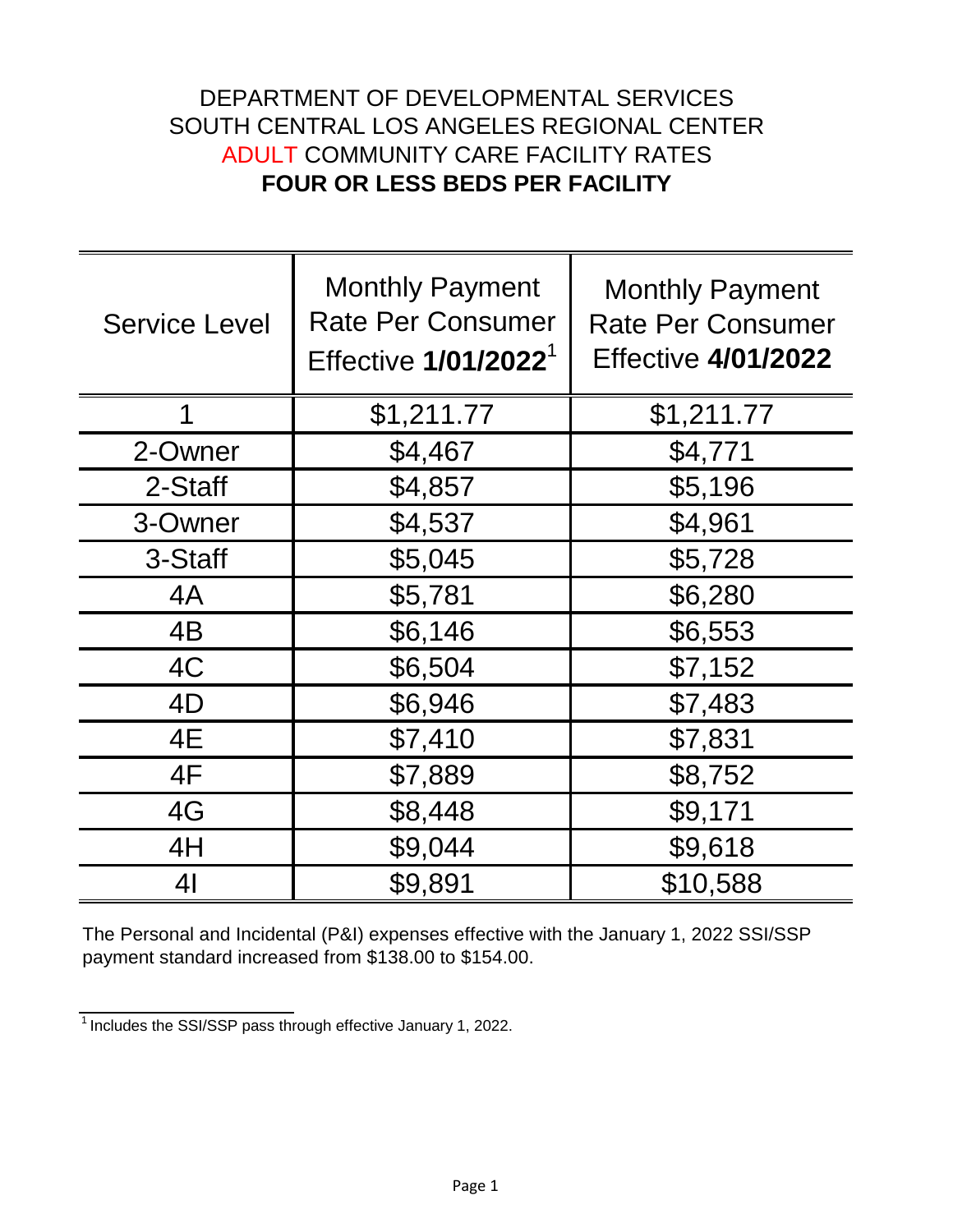# DEPARTMENT OF DEVELOPMENTAL SERVICES
# SOUTH CENTRAL LOS ANGELES REGIONAL CENTER
# ADULT COMMUNITY CARE FACILITY RATES
# **FOUR OR LESS BEDS PER FACILITY**

| Service Level | Monthly Payment Rate Per Consumer Effective **1/01/2022**[1] | Monthly Payment Rate Per Consumer Effective **4/01/2022** |
|---|---|---|
| 1 | $1,211.77 | $1,211.77 |
| 2-Owner | $4,467 | $4,771 |
| 2-Staff | $4,857 | $5,196 |
| 3-Owner | $4,537 | $4,961 |
| 3-Staff | $5,045 | $5,728 |
| 4A | $5,781 | $6,280 |
| 4B | $6,146 | $6,553 |
| 4C | $6,504 | $7,152 |
| 4D | $6,946 | $7,483 |
| 4E | $7,410 | $7,831 |
| 4F | $7,889 | $8,752 |
| 4G | $8,448 | $9,171 |
| 4H | $9,044 | $9,618 |
| 4I | $9,891 | $10,588 |

The Personal and Incidental (P&I) expenses effective with the January 1, 2022 SSI/SSP payment standard increased from $138.00 to $154.00.

---

[1] Includes the SSI/SSP pass through effective January 1, 2022.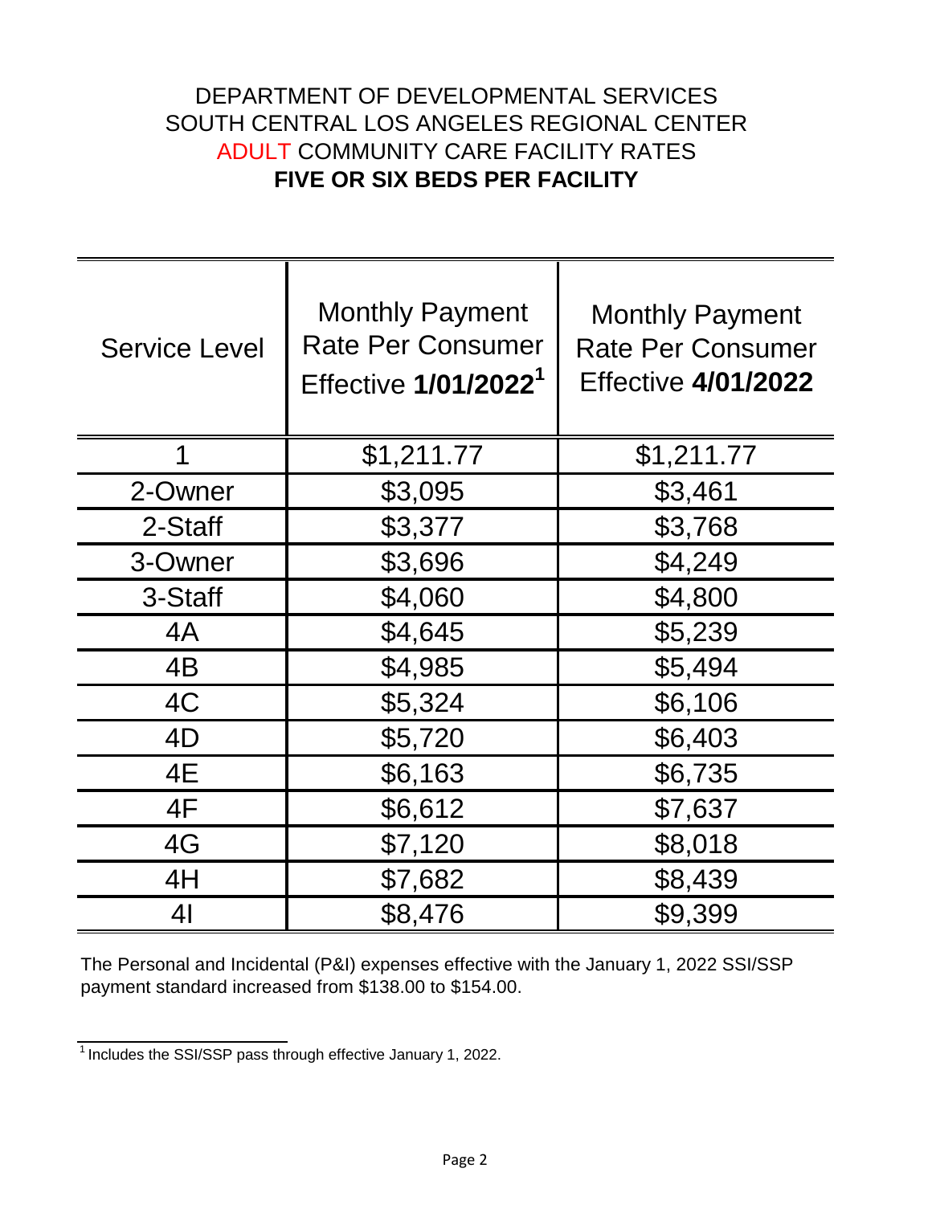# DEPARTMENT OF DEVELOPMENTAL SERVICES
# SOUTH CENTRAL LOS ANGELES REGIONAL CENTER
# ADULT COMMUNITY CARE FACILITY RATES
# **FIVE OR SIX BEDS PER FACILITY**

| Service Level | Monthly Payment Rate Per Consumer Effective **1/01/2022**[1] | Monthly Payment Rate Per Consumer Effective **4/01/2022** |
|---|---|---|
| 1 | $1,211.77 | $1,211.77 |
| 2-Owner | $3,095 | $3,461 |
| 2-Staff | $3,377 | $3,768 |
| 3-Owner | $3,696 | $4,249 |
| 3-Staff | $4,060 | $4,800 |
| 4A | $4,645 | $5,239 |
| 4B | $4,985 | $5,494 |
| 4C | $5,324 | $6,106 |
| 4D | $5,720 | $6,403 |
| 4E | $6,163 | $6,735 |
| 4F | $6,612 | $7,637 |
| 4G | $7,120 | $8,018 |
| 4H | $7,682 | $8,439 |
| 4I | $8,476 | $9,399 |

The Personal and Incidental (P&I) expenses effective with the January 1, 2022 SSI/SSP payment standard increased from $138.00 to $154.00.

[1] Includes the SSI/SSP pass through effective January 1, 2022.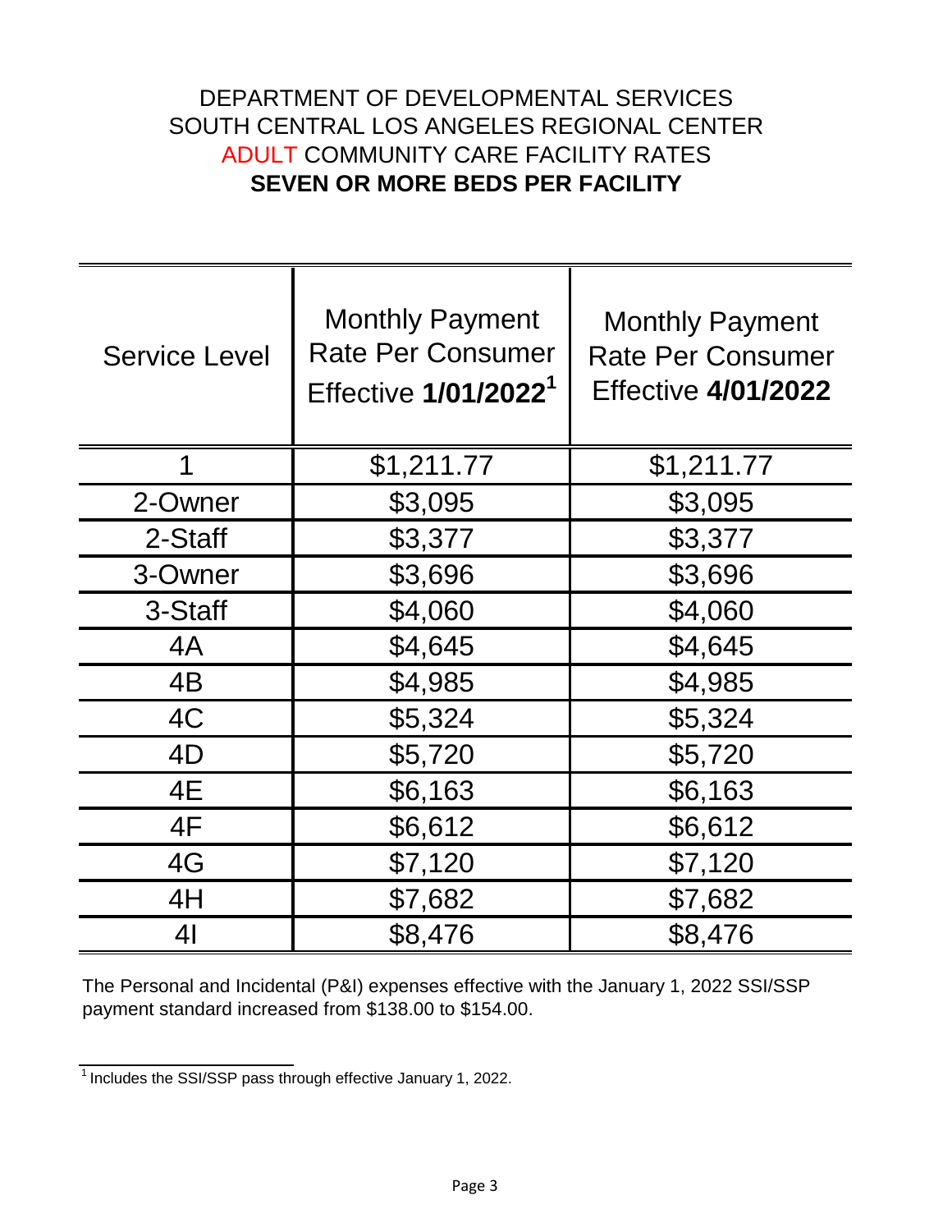# DEPARTMENT OF DEVELOPMENTAL SERVICES
# SOUTH CENTRAL LOS ANGELES REGIONAL CENTER
# ADULT COMMUNITY CARE FACILITY RATES
# **SEVEN OR MORE BEDS PER FACILITY**

| Service Level | Monthly Payment Rate Per Consumer Effective **1/01/2022**[1] | Monthly Payment Rate Per Consumer Effective **4/01/2022** |
|---|---|---|
| 1 | $1,211.77 | $1,211.77 |
| 2-Owner | $3,095 | $3,095 |
| 2-Staff | $3,377 | $3,377 |
| 3-Owner | $3,696 | $3,696 |
| 3-Staff | $4,060 | $4,060 |
| 4A | $4,645 | $4,645 |
| 4B | $4,985 | $4,985 |
| 4C | $5,324 | $5,324 |
| 4D | $5,720 | $5,720 |
| 4E | $6,163 | $6,163 |
| 4F | $6,612 | $6,612 |
| 4G | $7,120 | $7,120 |
| 4H | $7,682 | $7,682 |
| 4I | $8,476 | $8,476 |

The Personal and Incidental (P&I) expenses effective with the January 1, 2022 SSI/SSP payment standard increased from $138.00 to $154.00.

[1] Includes the SSI/SSP pass through effective January 1, 2022.